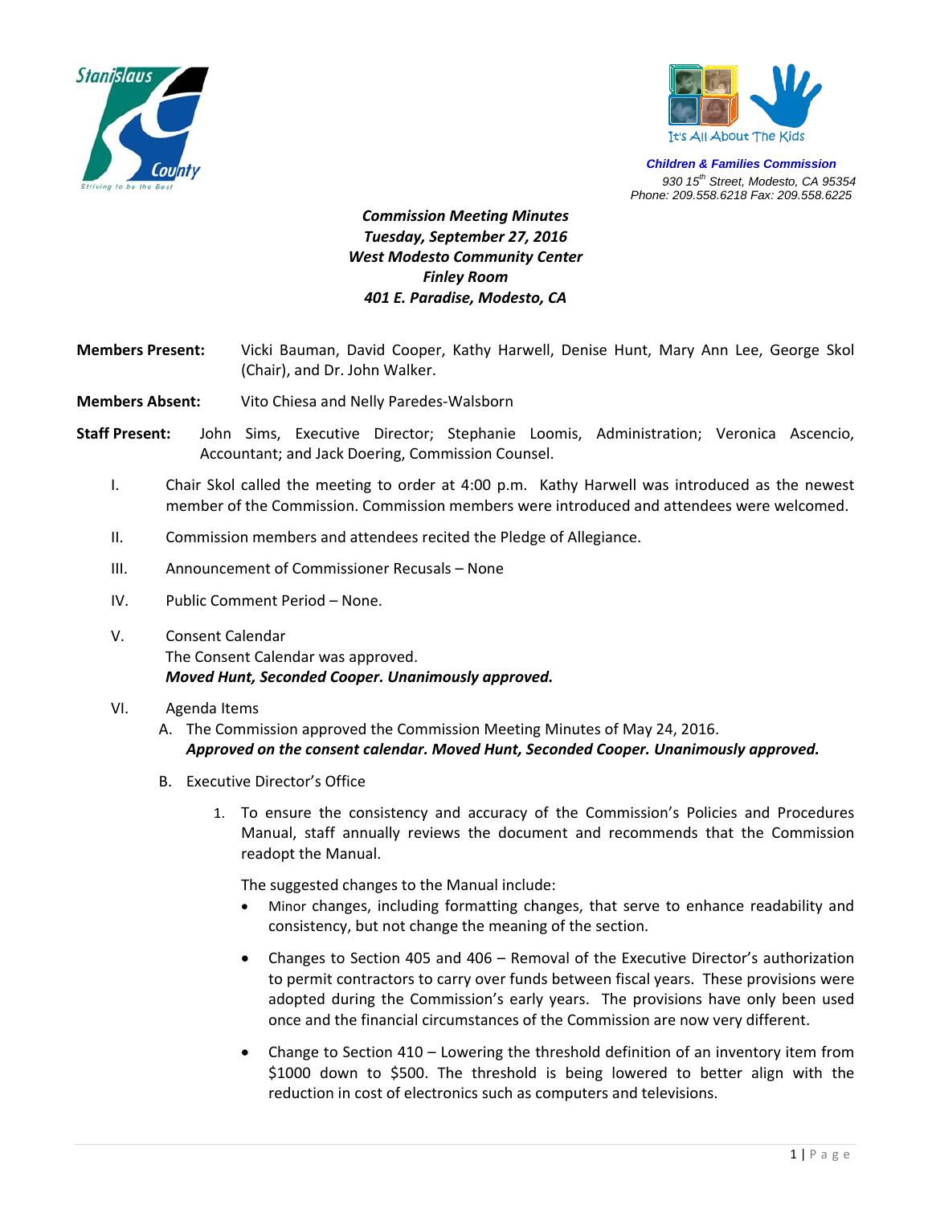Stanislaus County
Striving to be the Best

It's All About The Kids

**Children & Families Commission**
930 15th Street, Modesto, CA 95354
Phone: 209.558.6218 Fax: 209.558.6225

***Commission Meeting Minutes***
***Tuesday, September 27, 2016***
***West Modesto Community Center***
***Finley Room***
***401 E. Paradise, Modesto, CA***

**Members Present:** Vicki Bauman, David Cooper, Kathy Harwell, Denise Hunt, Mary Ann Lee, George Skol (Chair), and Dr. John Walker.

**Members Absent:** Vito Chiesa and Nelly Paredes-Walsborn

**Staff Present:** John Sims, Executive Director; Stephanie Loomis, Administration; Veronica Ascencio, Accountant; and Jack Doering, Commission Counsel.

I. Chair Skol called the meeting to order at 4:00 p.m. Kathy Harwell was introduced as the newest member of the Commission. Commission members were introduced and attendees were welcomed.

II. Commission members and attendees recited the Pledge of Allegiance.

III. Announcement of Commissioner Recusals – None

IV. Public Comment Period – None.

V. Consent Calendar
The Consent Calendar was approved.
***Moved Hunt, Seconded Cooper. Unanimously approved.***

VI. Agenda Items

A. The Commission approved the Commission Meeting Minutes of May 24, 2016.
***Approved on the consent calendar. Moved Hunt, Seconded Cooper. Unanimously approved.***

B. Executive Director's Office

1. To ensure the consistency and accuracy of the Commission's Policies and Procedures Manual, staff annually reviews the document and recommends that the Commission readopt the Manual.

   The suggested changes to the Manual include:

   - Minor changes, including formatting changes, that serve to enhance readability and consistency, but not change the meaning of the section.
   - Changes to Section 405 and 406 – Removal of the Executive Director's authorization to permit contractors to carry over funds between fiscal years. These provisions were adopted during the Commission's early years. The provisions have only been used once and the financial circumstances of the Commission are now very different.
   - Change to Section 410 – Lowering the threshold definition of an inventory item from $1000 down to $500. The threshold is being lowered to better align with the reduction in cost of electronics such as computers and televisions.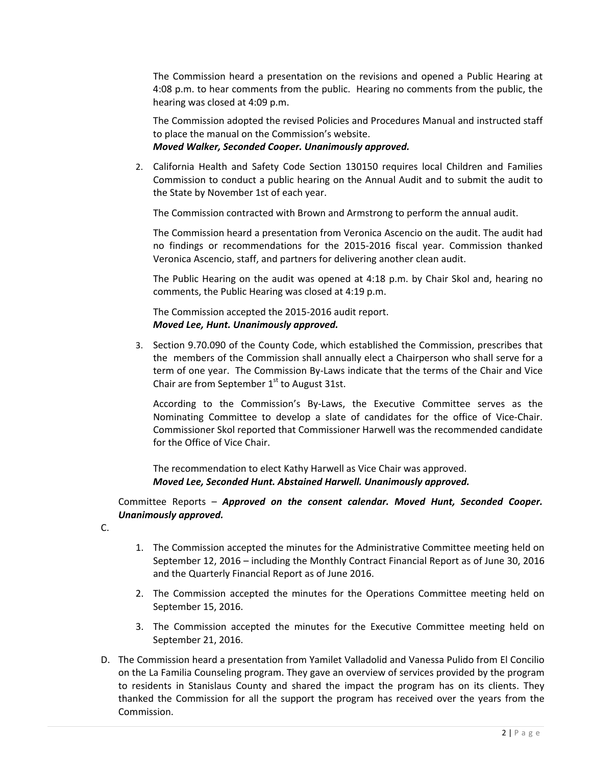The Commission heard a presentation on the revisions and opened a Public Hearing at 4:08 p.m. to hear comments from the public. Hearing no comments from the public, the hearing was closed at 4:09 p.m.

The Commission adopted the revised Policies and Procedures Manual and instructed staff to place the manual on the Commission's website.
***Moved Walker, Seconded Cooper. Unanimously approved.***

2. California Health and Safety Code Section 130150 requires local Children and Families Commission to conduct a public hearing on the Annual Audit and to submit the audit to the State by November 1st of each year.

   The Commission contracted with Brown and Armstrong to perform the annual audit.

   The Commission heard a presentation from Veronica Ascencio on the audit. The audit had no findings or recommendations for the 2015-2016 fiscal year. Commission thanked Veronica Ascencio, staff, and partners for delivering another clean audit.

   The Public Hearing on the audit was opened at 4:18 p.m. by Chair Skol and, hearing no comments, the Public Hearing was closed at 4:19 p.m.

   The Commission accepted the 2015-2016 audit report.
   ***Moved Lee, Hunt. Unanimously approved.***

3. Section 9.70.090 of the County Code, which established the Commission, prescribes that the members of the Commission shall annually elect a Chairperson who shall serve for a term of one year. The Commission By-Laws indicate that the terms of the Chair and Vice Chair are from September 1st to August 31st.

   According to the Commission's By-Laws, the Executive Committee serves as the Nominating Committee to develop a slate of candidates for the office of Vice-Chair. Commissioner Skol reported that Commissioner Harwell was the recommended candidate for the Office of Vice Chair.

   The recommendation to elect Kathy Harwell as Vice Chair was approved.
   ***Moved Lee, Seconded Hunt. Abstained Harwell. Unanimously approved.***

C. Committee Reports – ***Approved on the consent calendar. Moved Hunt, Seconded Cooper. Unanimously approved.***

   1. The Commission accepted the minutes for the Administrative Committee meeting held on September 12, 2016 – including the Monthly Contract Financial Report as of June 30, 2016 and the Quarterly Financial Report as of June 2016.

   2. The Commission accepted the minutes for the Operations Committee meeting held on September 15, 2016.

   3. The Commission accepted the minutes for the Executive Committee meeting held on September 21, 2016.

D. The Commission heard a presentation from Yamilet Valladolid and Vanessa Pulido from El Concilio on the La Familia Counseling program. They gave an overview of services provided by the program to residents in Stanislaus County and shared the impact the program has on its clients. They thanked the Commission for all the support the program has received over the years from the Commission.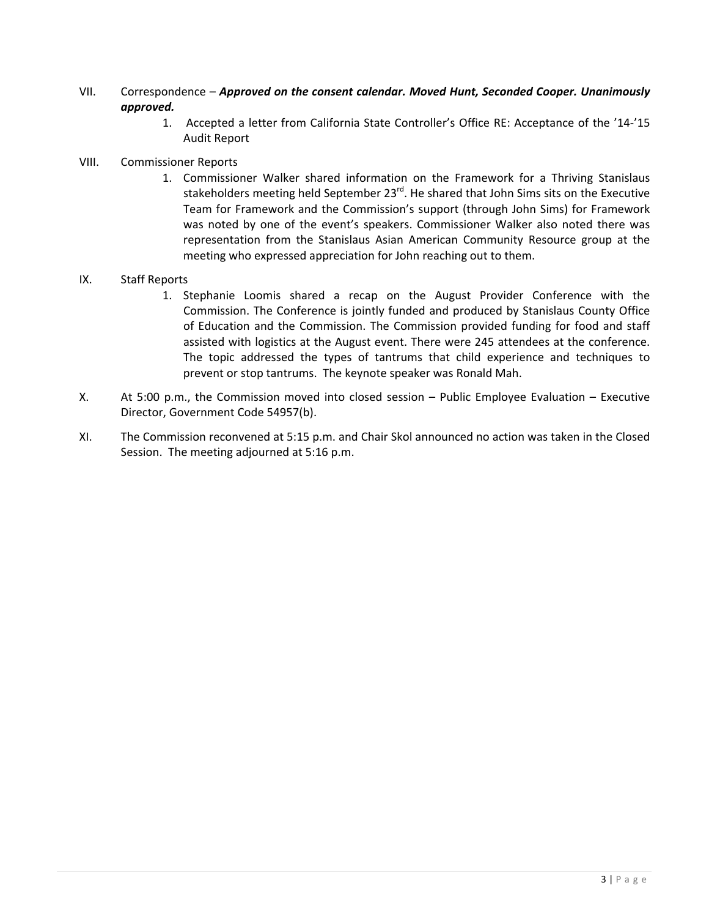VII. Correspondence – ***Approved on the consent calendar. Moved Hunt, Seconded Cooper. Unanimously approved.***

   1. Accepted a letter from California State Controller's Office RE: Acceptance of the '14-'15 Audit Report

VIII. Commissioner Reports

   1. Commissioner Walker shared information on the Framework for a Thriving Stanislaus stakeholders meeting held September 23rd. He shared that John Sims sits on the Executive Team for Framework and the Commission's support (through John Sims) for Framework was noted by one of the event's speakers. Commissioner Walker also noted there was representation from the Stanislaus Asian American Community Resource group at the meeting who expressed appreciation for John reaching out to them.

IX. Staff Reports

   1. Stephanie Loomis shared a recap on the August Provider Conference with the Commission. The Conference is jointly funded and produced by Stanislaus County Office of Education and the Commission. The Commission provided funding for food and staff assisted with logistics at the August event. There were 245 attendees at the conference. The topic addressed the types of tantrums that child experience and techniques to prevent or stop tantrums. The keynote speaker was Ronald Mah.

X. At 5:00 p.m., the Commission moved into closed session – Public Employee Evaluation – Executive Director, Government Code 54957(b).

XI. The Commission reconvened at 5:15 p.m. and Chair Skol announced no action was taken in the Closed Session. The meeting adjourned at 5:16 p.m.